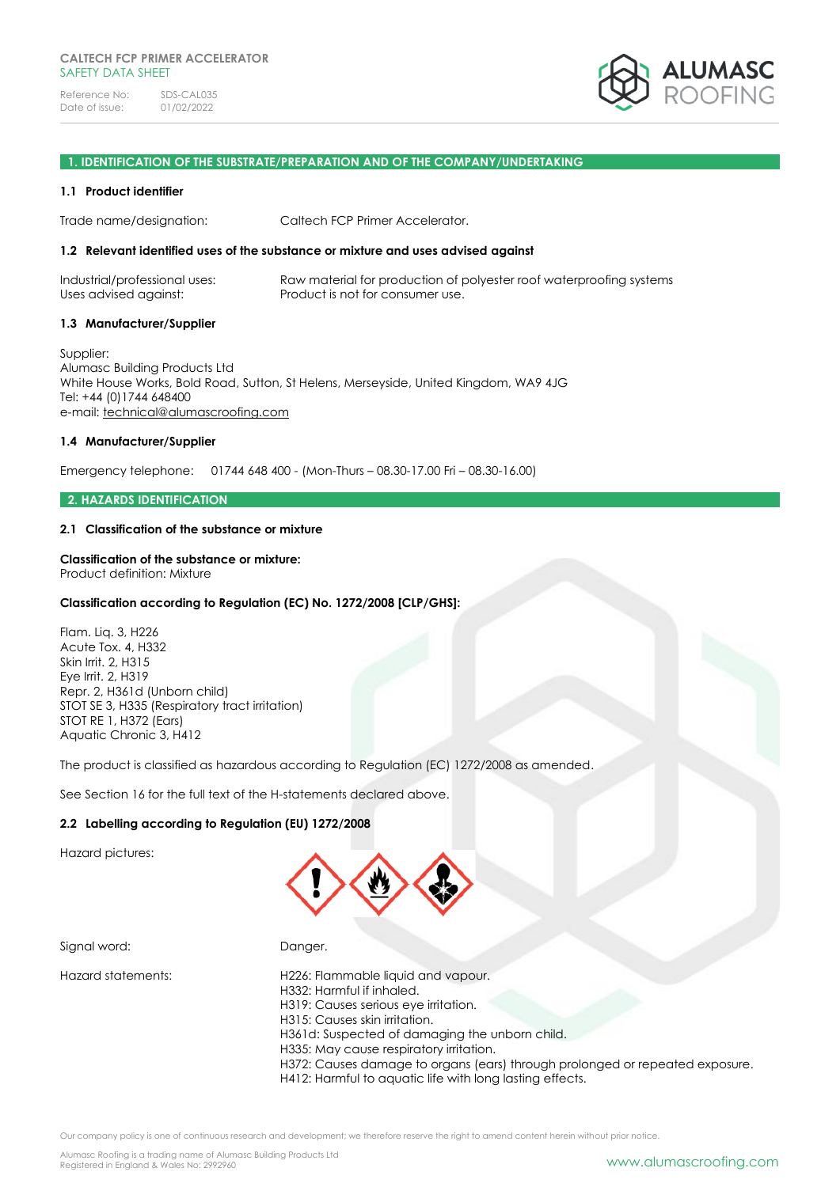CALTECH FCP PRIMER ACCELERATOR
SAFETY DATA SHEET

Reference No: SDS-CAL035
Date of issue: 01/02/2022

## 1. IDENTIFICATION OF THE SUBSTRATE/PREPARATION AND OF THE COMPANY/UNDERTAKING

### 1.1 Product identifier

Trade name/designation: Caltech FCP Primer Accelerator.

### 1.2 Relevant identified uses of the substance or mixture and uses advised against

Industrial/professional uses: Raw material for production of polyester roof waterproofing systems
Uses advised against: Product is not for consumer use.

### 1.3 Manufacturer/Supplier

Supplier:
Alumasc Building Products Ltd
White House Works, Bold Road, Sutton, St Helens, Merseyside, United Kingdom, WA9 4JG
Tel: +44 (0)1744 648400
e-mail: technical@alumascroofing.com

### 1.4 Manufacturer/Supplier

Emergency telephone: 01744 648 400 - (Mon-Thurs – 08.30-17.00 Fri – 08.30-16.00)

## 2. HAZARDS IDENTIFICATION

### 2.1 Classification of the substance or mixture

**Classification of the substance or mixture:**
Product definition: Mixture

**Classification according to Regulation (EC) No. 1272/2008 [CLP/GHS]:**

Flam. Liq. 3, H226
Acute Tox. 4, H332
Skin Irrit. 2, H315
Eye Irrit. 2, H319
Repr. 2, H361d (Unborn child)
STOT SE 3, H335 (Respiratory tract irritation)
STOT RE 1, H372 (Ears)
Aquatic Chronic 3, H412

The product is classified as hazardous according to Regulation (EC) 1272/2008 as amended.

See Section 16 for the full text of the H-statements declared above.

### 2.2 Labelling according to Regulation (EU) 1272/2008

Hazard pictures:

Signal word: Danger.

Hazard statements:
H226: Flammable liquid and vapour.
H332: Harmful if inhaled.
H319: Causes serious eye irritation.
H315: Causes skin irritation.
H361d: Suspected of damaging the unborn child.
H335: May cause respiratory irritation.
H372: Causes damage to organs (ears) through prolonged or repeated exposure.
H412: Harmful to aquatic life with long lasting effects.

Our company policy is one of continuous research and development; we therefore reserve the right to amend content herein without prior notice.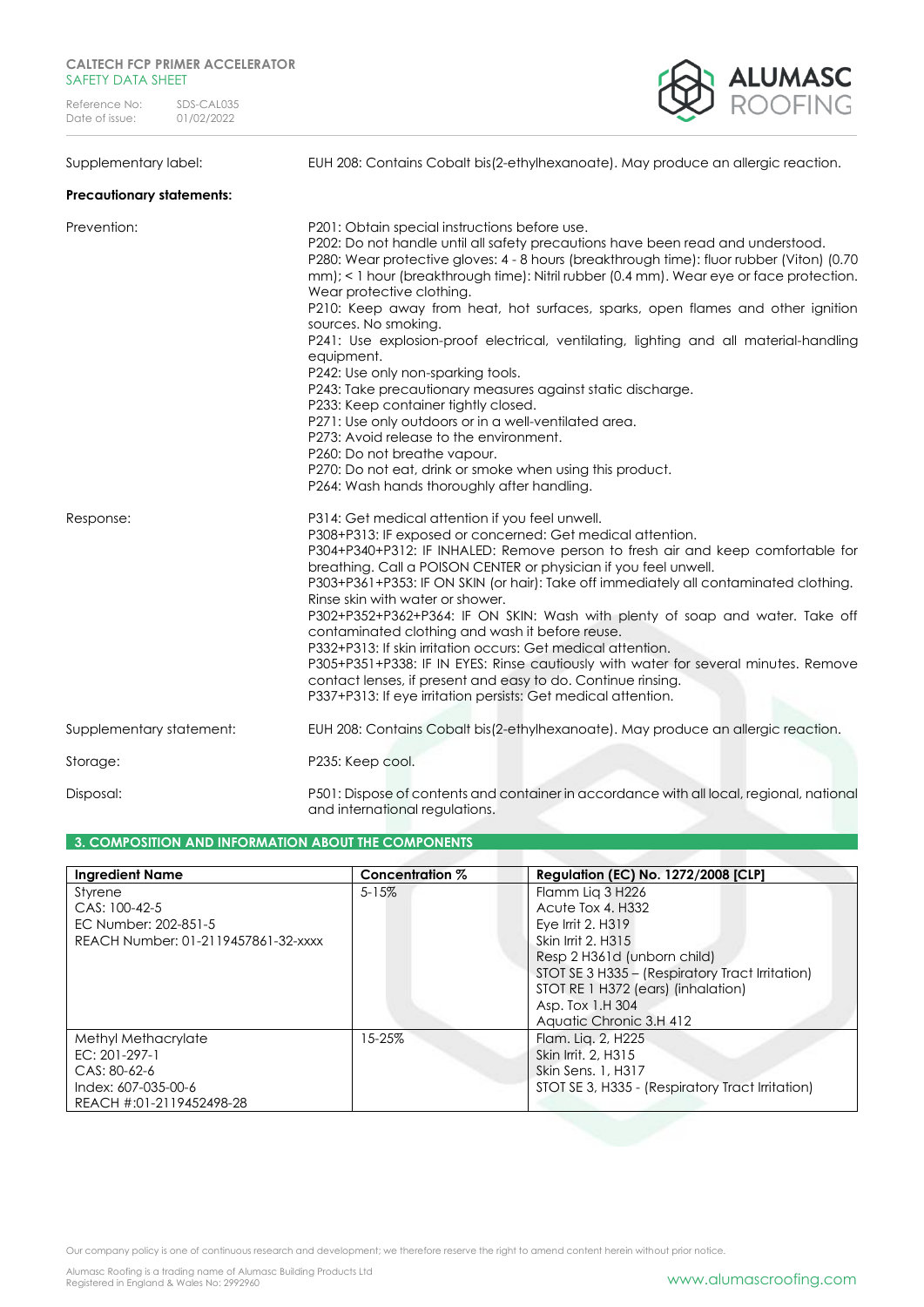Supplementary label: EUH 208: Contains Cobalt bis(2-ethylhexanoate). May produce an allergic reaction.

**Precautionary statements:**

Prevention:

P201: Obtain special instructions before use.
P202: Do not handle until all safety precautions have been read and understood.
P280: Wear protective gloves: 4 - 8 hours (breakthrough time): fluor rubber (Viton) (0.70 mm); < 1 hour (breakthrough time): Nitril rubber (0.4 mm). Wear eye or face protection. Wear protective clothing.
P210: Keep away from heat, hot surfaces, sparks, open flames and other ignition sources. No smoking.
P241: Use explosion-proof electrical, ventilating, lighting and all material-handling equipment.
P242: Use only non-sparking tools.
P243: Take precautionary measures against static discharge.
P233: Keep container tightly closed.
P271: Use only outdoors or in a well-ventilated area.
P273: Avoid release to the environment.
P260: Do not breathe vapour.
P270: Do not eat, drink or smoke when using this product.
P264: Wash hands thoroughly after handling.

Response:

P314: Get medical attention if you feel unwell.
P308+P313: IF exposed or concerned: Get medical attention.
P304+P340+P312: IF INHALED: Remove person to fresh air and keep comfortable for breathing. Call a POISON CENTER or physician if you feel unwell.
P303+P361+P353: IF ON SKIN (or hair): Take off immediately all contaminated clothing. Rinse skin with water or shower.
P302+P352+P362+P364: IF ON SKIN: Wash with plenty of soap and water. Take off contaminated clothing and wash it before reuse.
P332+P313: If skin irritation occurs: Get medical attention.
P305+P351+P338: IF IN EYES: Rinse cautiously with water for several minutes. Remove contact lenses, if present and easy to do. Continue rinsing.
P337+P313: If eye irritation persists: Get medical attention.

Supplementary statement: EUH 208: Contains Cobalt bis(2-ethylhexanoate). May produce an allergic reaction.

Storage: P235: Keep cool.

Disposal: P501: Dispose of contents and container in accordance with all local, regional, national and international regulations.

## 3. COMPOSITION AND INFORMATION ABOUT THE COMPONENTS

| Ingredient Name | Concentration % | Regulation (EC) No. 1272/2008 [CLP] |
|---|---|---|
| Styrene<br>CAS: 100-42-5<br>EC Number: 202-851-5<br>REACH Number: 01-2119457861-32-xxxx | 5-15% | Flamm Liq 3 H226<br>Acute Tox 4. H332<br>Eye Irrit 2. H319<br>Skin Irrit 2. H315<br>Resp 2 H361d (unborn child)<br>STOT SE 3 H335 – (Respiratory Tract Irritation)<br>STOT RE 1 H372 (ears) (inhalation)<br>Asp. Tox 1.H 304<br>Aquatic Chronic 3.H 412 |
| Methyl Methacrylate<br>EC: 201-297-1<br>CAS: 80-62-6<br>Index: 607-035-00-6<br>REACH #:01-2119452498-28 | 15-25% | Flam. Liq. 2, H225<br>Skin Irrit. 2, H315<br>Skin Sens. 1, H317<br>STOT SE 3, H335 - (Respiratory Tract Irritation) |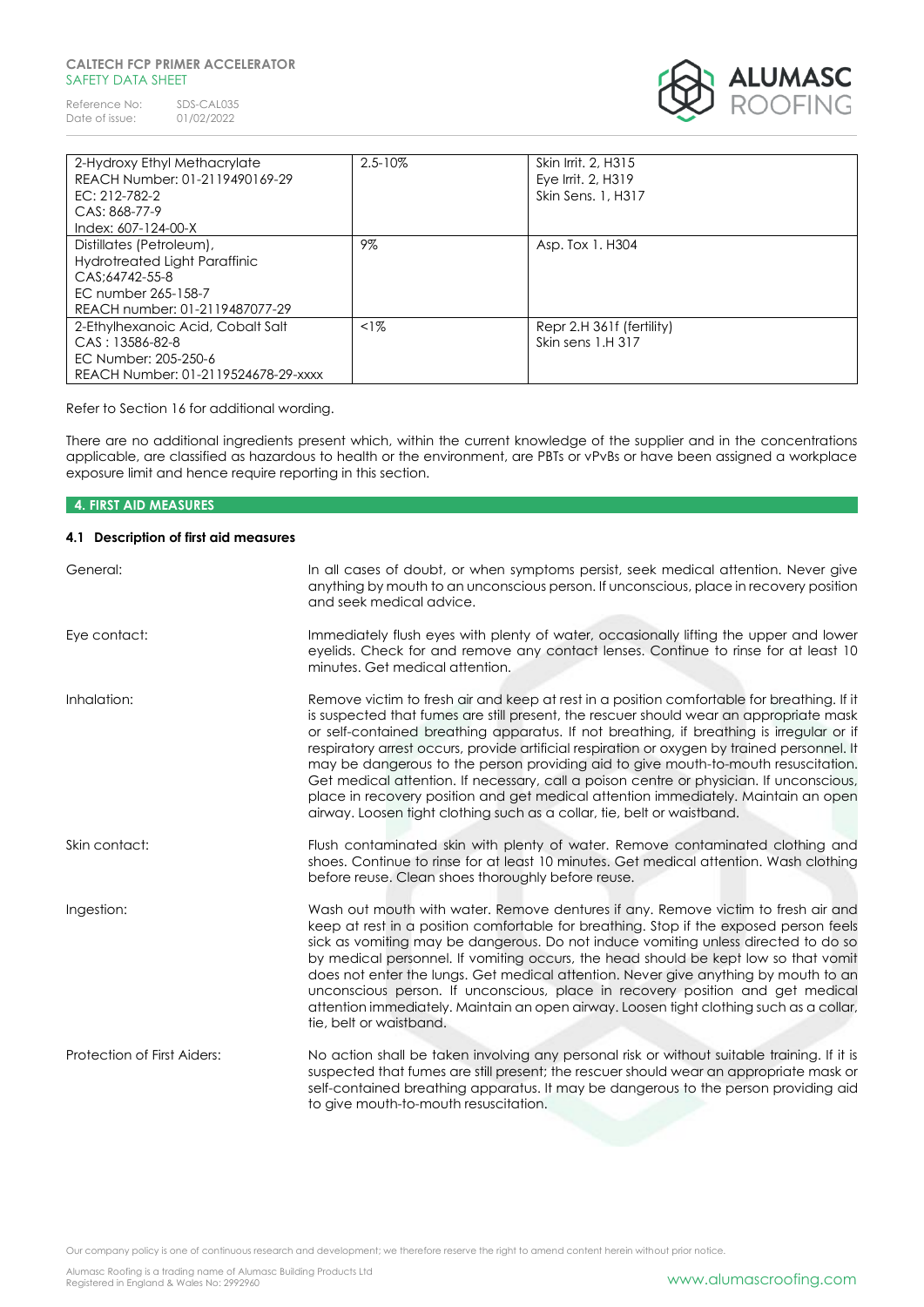| | | |
|---|---|---|
| 2-Hydroxy Ethyl Methacrylate<br>REACH Number: 01-2119490169-29<br>EC: 212-782-2<br>CAS: 868-77-9<br>Index: 607-124-00-X | 2.5-10% | Skin Irrit. 2, H315<br>Eye Irrit. 2, H319<br>Skin Sens. 1, H317 |
| Distillates (Petroleum),<br>Hydrotreated Light Paraffinic<br>CAS;64742-55-8<br>EC number 265-158-7<br>REACH number: 01-2119487077-29 | 9% | Asp. Tox 1. H304 |
| 2-Ethylhexanoic Acid, Cobalt Salt<br>CAS : 13586-82-8<br>EC Number: 205-250-6<br>REACH Number: 01-2119524678-29-xxxx | <1% | Repr 2.H 361f (fertility)<br>Skin sens 1.H 317 |

Refer to Section 16 for additional wording.

There are no additional ingredients present which, within the current knowledge of the supplier and in the concentrations applicable, are classified as hazardous to health or the environment, are PBTs or vPvBs or have been assigned a workplace exposure limit and hence require reporting in this section.

## 4. FIRST AID MEASURES

### 4.1 Description of first aid measures

**General:** In all cases of doubt, or when symptoms persist, seek medical attention. Never give anything by mouth to an unconscious person. If unconscious, place in recovery position and seek medical advice.

**Eye contact:** Immediately flush eyes with plenty of water, occasionally lifting the upper and lower eyelids. Check for and remove any contact lenses. Continue to rinse for at least 10 minutes. Get medical attention.

**Inhalation:** Remove victim to fresh air and keep at rest in a position comfortable for breathing. If it is suspected that fumes are still present, the rescuer should wear an appropriate mask or self-contained breathing apparatus. If not breathing, if breathing is irregular or if respiratory arrest occurs, provide artificial respiration or oxygen by trained personnel. It may be dangerous to the person providing aid to give mouth-to-mouth resuscitation. Get medical attention. If necessary, call a poison centre or physician. If unconscious, place in recovery position and get medical attention immediately. Maintain an open airway. Loosen tight clothing such as a collar, tie, belt or waistband.

**Skin contact:** Flush contaminated skin with plenty of water. Remove contaminated clothing and shoes. Continue to rinse for at least 10 minutes. Get medical attention. Wash clothing before reuse. Clean shoes thoroughly before reuse.

**Ingestion:** Wash out mouth with water. Remove dentures if any. Remove victim to fresh air and keep at rest in a position comfortable for breathing. Stop if the exposed person feels sick as vomiting may be dangerous. Do not induce vomiting unless directed to do so by medical personnel. If vomiting occurs, the head should be kept low so that vomit does not enter the lungs. Get medical attention. Never give anything by mouth to an unconscious person. If unconscious, place in recovery position and get medical attention immediately. Maintain an open airway. Loosen tight clothing such as a collar, tie, belt or waistband.

**Protection of First Aiders:** No action shall be taken involving any personal risk or without suitable training. If it is suspected that fumes are still present; the rescuer should wear an appropriate mask or self-contained breathing apparatus. It may be dangerous to the person providing aid to give mouth-to-mouth resuscitation.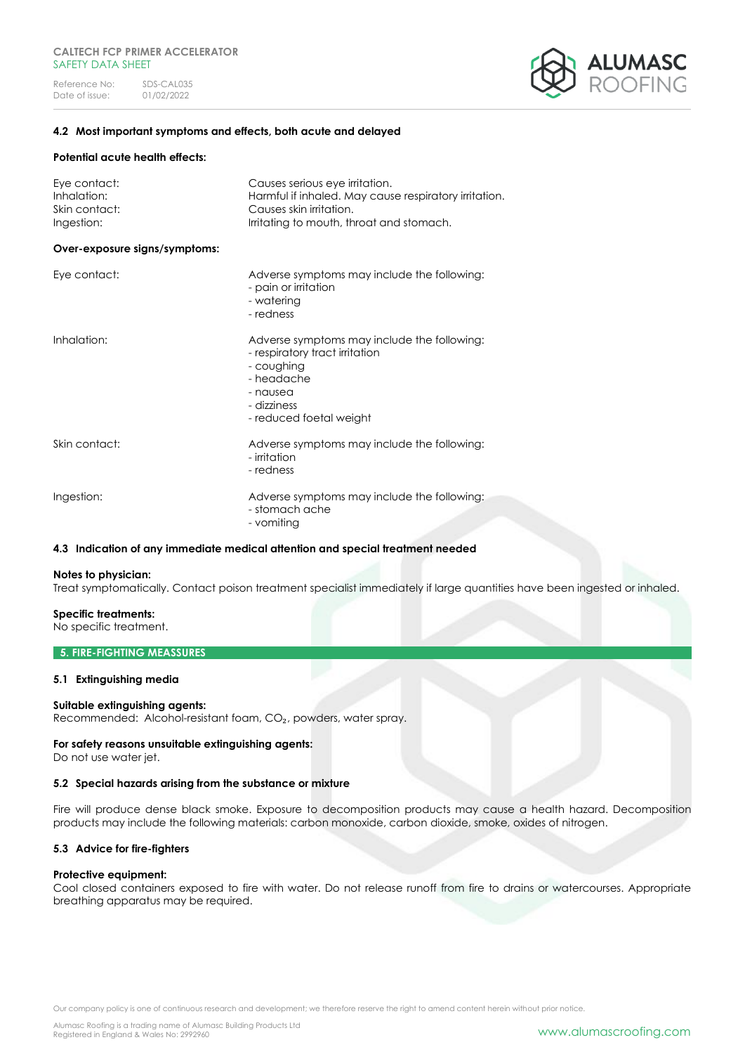### 4.2 Most important symptoms and effects, both acute and delayed

**Potential acute health effects:**

| | |
|---|---|
| Eye contact: | Causes serious eye irritation. |
| Inhalation: | Harmful if inhaled. May cause respiratory irritation. |
| Skin contact: | Causes skin irritation. |
| Ingestion: | Irritating to mouth, throat and stomach. |

**Over-exposure signs/symptoms:**

Eye contact:
Adverse symptoms may include the following:
- pain or irritation
- watering
- redness

Inhalation:
Adverse symptoms may include the following:
- respiratory tract irritation
- coughing
- headache
- nausea
- dizziness
- reduced foetal weight

Skin contact:
Adverse symptoms may include the following:
- irritation
- redness

Ingestion:
Adverse symptoms may include the following:
- stomach ache
- vomiting

### 4.3 Indication of any immediate medical attention and special treatment needed

**Notes to physician:**
Treat symptomatically. Contact poison treatment specialist immediately if large quantities have been ingested or inhaled.

**Specific treatments:**
No specific treatment.

## 5. FIRE-FIGHTING MEASSURES

### 5.1 Extinguishing media

**Suitable extinguishing agents:**
Recommended: Alcohol-resistant foam, $CO_2$, powders, water spray.

**For safety reasons unsuitable extinguishing agents:**
Do not use water jet.

### 5.2 Special hazards arising from the substance or mixture

Fire will produce dense black smoke. Exposure to decomposition products may cause a health hazard. Decomposition products may include the following materials: carbon monoxide, carbon dioxide, smoke, oxides of nitrogen.

### 5.3 Advice for fire-fighters

**Protective equipment:**
Cool closed containers exposed to fire with water. Do not release runoff from fire to drains or watercourses. Appropriate breathing apparatus may be required.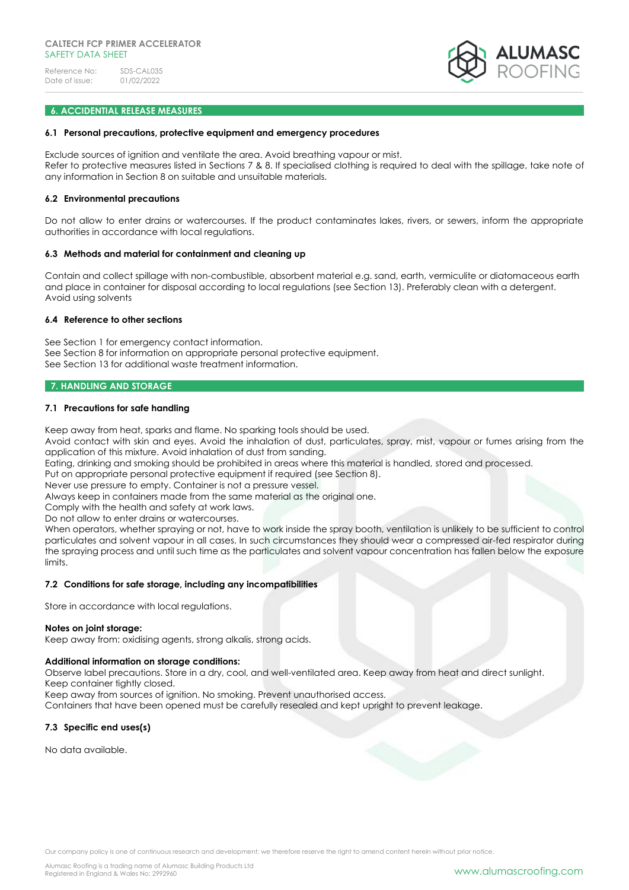## 6. ACCIDENTAL RELEASE MEASURES

### 6.1 Personal precautions, protective equipment and emergency procedures

Exclude sources of ignition and ventilate the area. Avoid breathing vapour or mist.
Refer to protective measures listed in Sections 7 & 8. If specialised clothing is required to deal with the spillage, take note of any information in Section 8 on suitable and unsuitable materials.

### 6.2 Environmental precautions

Do not allow to enter drains or watercourses. If the product contaminates lakes, rivers, or sewers, inform the appropriate authorities in accordance with local regulations.

### 6.3 Methods and material for containment and cleaning up

Contain and collect spillage with non-combustible, absorbent material e.g. sand, earth, vermiculite or diatomaceous earth and place in container for disposal according to local regulations (see Section 13). Preferably clean with a detergent.
Avoid using solvents

### 6.4 Reference to other sections

See Section 1 for emergency contact information.
See Section 8 for information on appropriate personal protective equipment.
See Section 13 for additional waste treatment information.

## 7. HANDLING AND STORAGE

### 7.1 Precautions for safe handling

Keep away from heat, sparks and flame. No sparking tools should be used.
Avoid contact with skin and eyes. Avoid the inhalation of dust, particulates, spray, mist, vapour or fumes arising from the application of this mixture. Avoid inhalation of dust from sanding.
Eating, drinking and smoking should be prohibited in areas where this material is handled, stored and processed.
Put on appropriate personal protective equipment if required (see Section 8).
Never use pressure to empty. Container is not a pressure vessel.
Always keep in containers made from the same material as the original one.
Comply with the health and safety at work laws.
Do not allow to enter drains or watercourses.
When operators, whether spraying or not, have to work inside the spray booth, ventilation is unlikely to be sufficient to control particulates and solvent vapour in all cases. In such circumstances they should wear a compressed air-fed respirator during the spraying process and until such time as the particulates and solvent vapour concentration has fallen below the exposure limits.

### 7.2 Conditions for safe storage, including any incompatibilities

Store in accordance with local regulations.

**Notes on joint storage:**
Keep away from: oxidising agents, strong alkalis, strong acids.

**Additional information on storage conditions:**
Observe label precautions. Store in a dry, cool, and well-ventilated area. Keep away from heat and direct sunlight.
Keep container tightly closed.
Keep away from sources of ignition. No smoking. Prevent unauthorised access.
Containers that have been opened must be carefully resealed and kept upright to prevent leakage.

### 7.3 Specific end uses(s)

No data available.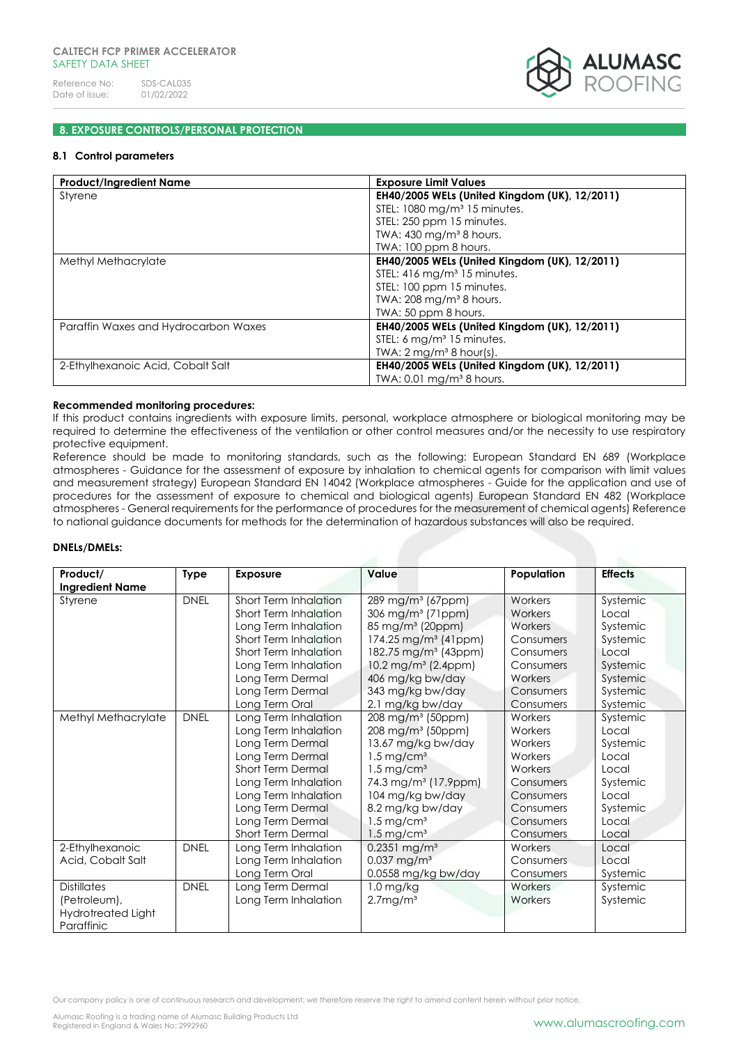## 8. EXPOSURE CONTROLS/PERSONAL PROTECTION

### 8.1 Control parameters

| Product/Ingredient Name | Exposure Limit Values |
|---|---|
| Styrene | **EH40/2005 WELs (United Kingdom (UK), 12/2011)**<br>STEL: 1080 mg/m³ 15 minutes.<br>STEL: 250 ppm 15 minutes.<br>TWA: 430 mg/m³ 8 hours.<br>TWA: 100 ppm 8 hours. |
| Methyl Methacrylate | **EH40/2005 WELs (United Kingdom (UK), 12/2011)**<br>STEL: 416 mg/m³ 15 minutes.<br>STEL: 100 ppm 15 minutes.<br>TWA: 208 mg/m³ 8 hours.<br>TWA: 50 ppm 8 hours. |
| Paraffin Waxes and Hydrocarbon Waxes | **EH40/2005 WELs (United Kingdom (UK), 12/2011)**<br>STEL: 6 mg/m³ 15 minutes.<br>TWA: 2 mg/m³ 8 hour(s). |
| 2-Ethylhexanoic Acid, Cobalt Salt | **EH40/2005 WELs (United Kingdom (UK), 12/2011)**<br>TWA: 0.01 mg/m³ 8 hours. |

**Recommended monitoring procedures:**
If this product contains ingredients with exposure limits, personal, workplace atmosphere or biological monitoring may be required to determine the effectiveness of the ventilation or other control measures and/or the necessity to use respiratory protective equipment.
Reference should be made to monitoring standards, such as the following: European Standard EN 689 (Workplace atmospheres - Guidance for the assessment of exposure by inhalation to chemical agents for comparison with limit values and measurement strategy) European Standard EN 14042 (Workplace atmospheres - Guide for the application and use of procedures for the assessment of exposure to chemical and biological agents) European Standard EN 482 (Workplace atmospheres - General requirements for the performance of procedures for the measurement of chemical agents) Reference to national guidance documents for methods for the determination of hazardous substances will also be required.

**DNELs/DMELs:**

| Product/ Ingredient Name | Type | Exposure | Value | Population | Effects |
|---|---|---|---|---|---|
| Styrene | DNEL | Short Term Inhalation | 289 mg/m³ (67ppm) | Workers | Systemic |
| | | Short Term Inhalation | 306 mg/m³ (71ppm) | Workers | Local |
| | | Long Term Inhalation | 85 mg/m³ (20ppm) | Workers | Systemic |
| | | Short Term Inhalation | 174.25 mg/m³ (41ppm) | Consumers | Systemic |
| | | Short Term Inhalation | 182.75 mg/m³ (43ppm) | Consumers | Local |
| | | Long Term Inhalation | 10.2 mg/m³ (2.4ppm) | Consumers | Systemic |
| | | Long Term Dermal | 406 mg/kg bw/day | Workers | Systemic |
| | | Long Term Dermal | 343 mg/kg bw/day | Consumers | Systemic |
| | | Long Term Oral | 2.1 mg/kg bw/day | Consumers | Systemic |
| Methyl Methacrylate | DNEL | Long Term Inhalation | 208 mg/m³ (50ppm) | Workers | Systemic |
| | | Long Term Inhalation | 208 mg/m³ (50ppm) | Workers | Local |
| | | Long Term Dermal | 13.67 mg/kg bw/day | Workers | Systemic |
| | | Long Term Dermal | 1.5 mg/cm³ | Workers | Local |
| | | Short Term Dermal | 1.5 mg/cm³ | Workers | Local |
| | | Long Term Inhalation | 74.3 mg/m³ (17.9ppm) | Consumers | Systemic |
| | | Long Term Inhalation | 104 mg/kg bw/day | Consumers | Local |
| | | Long Term Dermal | 8.2 mg/kg bw/day | Consumers | Systemic |
| | | Long Term Dermal | 1.5 mg/cm³ | Consumers | Local |
| | | Short Term Dermal | 1.5 mg/cm³ | Consumers | Local |
| 2-Ethylhexanoic Acid, Cobalt Salt | DNEL | Long Term Inhalation | 0.2351 mg/m³ | Workers | Local |
| | | Long Term Inhalation | 0.037 mg/m³ | Consumers | Local |
| | | Long Term Oral | 0.0558 mg/kg bw/day | Consumers | Systemic |
| Distillates (Petroleum), Hydrotreated Light Paraffinic | DNEL | Long Term Dermal | 1.0 mg/kg | Workers | Systemic |
| | | Long Term Inhalation | 2.7mg/m³ | Workers | Systemic |

Our company policy is one of continuous research and development; we therefore reserve the right to amend content herein without prior notice.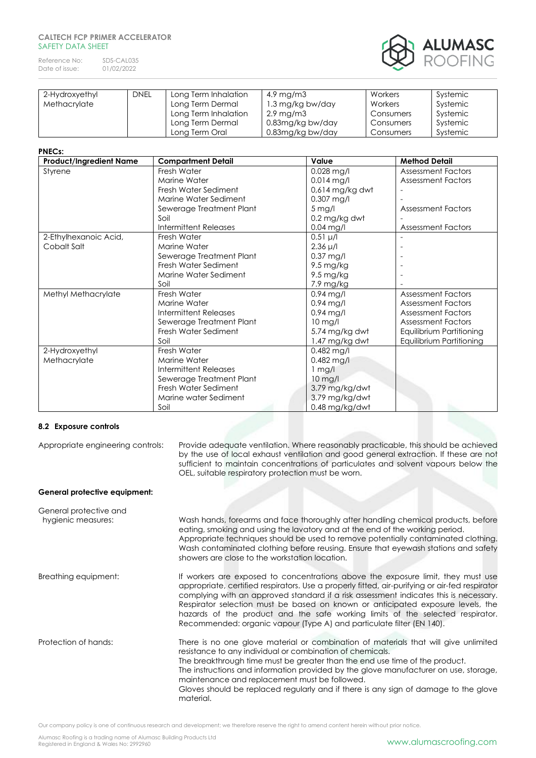| 2-Hydroxyethyl Methacrylate | DNEL | Long Term Inhalation | 4.9 mg/m3 | Workers | Systemic |
|---|---|---|---|---|---|
| | | Long Term Dermal | 1.3 mg/kg bw/day | Workers | Systemic |
| | | Long Term Inhalation | 2.9 mg/m3 | Consumers | Systemic |
| | | Long Term Dermal | 0.83mg/kg bw/day | Consumers | Systemic |
| | | Long Term Oral | 0.83mg/kg bw/day | Consumers | Systemic |

**PNECs:**

| Product/Ingredient Name | Compartment Detail | Value | Method Detail |
|---|---|---|---|
| Styrene | Fresh Water | 0.028 mg/l | Assessment Factors |
| | Marine Water | 0.014 mg/l | Assessment Factors |
| | Fresh Water Sediment | 0,614 mg/kg dwt | - |
| | Marine Water Sediment | 0.307 mg/l | - |
| | Sewerage Treatment Plant | 5 mg/l | Assessment Factors |
| | Soil | 0.2 mg/kg dwt | - |
| | Intermittent Releases | 0.04 mg/l | Assessment Factors |
| 2-Ethylhexanoic Acid, Cobalt Salt | Fresh Water | 0.51 µ/l | - |
| | Marine Water | 2.36 µ/l | - |
| | Sewerage Treatment Plant | 0.37 mg/l | - |
| | Fresh Water Sediment | 9.5 mg/kg | - |
| | Marine Water Sediment | 9.5 mg/kg | - |
| | Soil | 7.9 mg/kg | - |
| Methyl Methacrylate | Fresh Water | 0.94 mg/l | Assessment Factors |
| | Marine Water | 0.94 mg/l | Assessment Factors |
| | Intermittent Releases | 0.94 mg/l | Assessment Factors |
| | Sewerage Treatment Plant | 10 mg/l | Assessment Factors |
| | Fresh Water Sediment | 5.74 mg/kg dwt | Equilibrium Partitioning |
| | Soil | 1.47 mg/kg dwt | Equilibrium Partitioning |
| 2-Hydroxyethyl Methacrylate | Fresh Water | 0.482 mg/l | |
| | Marine Water | 0.482 mg/l | |
| | Intermittent Releases | 1 mg/l | |
| | Sewerage Treatment Plant | 10 mg/l | |
| | Fresh Water Sediment | 3.79 mg/kg/dwt | |
| | Marine water Sediment | 3.79 mg/kg/dwt | |
| | Soil | 0.48 mg/kg/dwt | |

### 8.2 Exposure controls

Appropriate engineering controls: Provide adequate ventilation. Where reasonably practicable, this should be achieved by the use of local exhaust ventilation and good general extraction. If these are not sufficient to maintain concentrations of particulates and solvent vapours below the OEL, suitable respiratory protection must be worn.

**General protective equipment:**

General protective and hygienic measures: Wash hands, forearms and face thoroughly after handling chemical products, before eating, smoking and using the lavatory and at the end of the working period. Appropriate techniques should be used to remove potentially contaminated clothing. Wash contaminated clothing before reusing. Ensure that eyewash stations and safety showers are close to the workstation location.

Breathing equipment: If workers are exposed to concentrations above the exposure limit, they must use appropriate, certified respirators. Use a properly fitted, air-purifying or air-fed respirator complying with an approved standard if a risk assessment indicates this is necessary. Respirator selection must be based on known or anticipated exposure levels, the hazards of the product and the safe working limits of the selected respirator. Recommended: organic vapour (Type A) and particulate filter (EN 140).

Protection of hands: There is no one glove material or combination of materials that will give unlimited resistance to any individual or combination of chemicals.
The breakthrough time must be greater than the end use time of the product.
The instructions and information provided by the glove manufacturer on use, storage, maintenance and replacement must be followed.
Gloves should be replaced regularly and if there is any sign of damage to the glove material.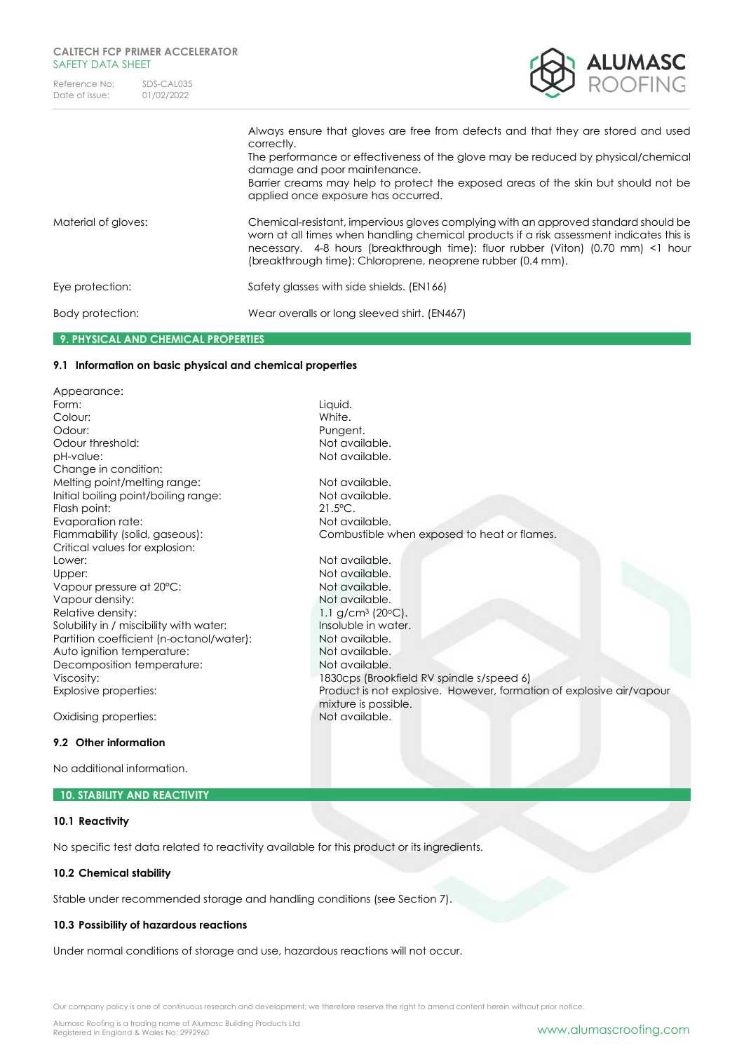| | |
|---|---|
| | Always ensure that gloves are free from defects and that they are stored and used correctly. The performance or effectiveness of the glove may be reduced by physical/chemical damage and poor maintenance. Barrier creams may help to protect the exposed areas of the skin but should not be applied once exposure has occurred. |
| Material of gloves: | Chemical-resistant, impervious gloves complying with an approved standard should be worn at all times when handling chemical products if a risk assessment indicates this is necessary. 4-8 hours (breakthrough time): fluor rubber (Viton) (0.70 mm) <1 hour (breakthrough time): Chloroprene, neoprene rubber (0.4 mm). |
| Eye protection: | Safety glasses with side shields. (EN166) |
| Body protection: | Wear overalls or long sleeved shirt. (EN467) |

## 9. PHYSICAL AND CHEMICAL PROPERTIES

### 9.1 Information on basic physical and chemical properties

| | |
|---|---|
| Appearance: | |
| Form: | Liquid. |
| Colour: | White. |
| Odour: | Pungent. |
| Odour threshold: | Not available. |
| pH-value: | Not available. |
| Change in condition: | |
| Melting point/melting range: | Not available. |
| Initial boiling point/boiling range: | Not available. |
| Flash point: | 21.5°C. |
| Evaporation rate: | Not available. |
| Flammability (solid, gaseous): | Combustible when exposed to heat or flames. |
| Critical values for explosion: | |
| Lower: | Not available. |
| Upper: | Not available. |
| Vapour pressure at 20°C: | Not available. |
| Vapour density: | Not available. |
| Relative density: | 1.1 g/cm³ (20°C). |
| Solubility in / miscibility with water: | Insoluble in water. |
| Partition coefficient (n-octanol/water): | Not available. |
| Auto ignition temperature: | Not available. |
| Decomposition temperature: | Not available. |
| Viscosity: | 1830cps (Brookfield RV spindle s/speed 6) |
| Explosive properties: | Product is not explosive. However, formation of explosive air/vapour mixture is possible. |
| Oxidising properties: | Not available. |

### 9.2 Other information

No additional information.

## 10. STABILITY AND REACTIVITY

### 10.1 Reactivity

No specific test data related to reactivity available for this product or its ingredients.

### 10.2 Chemical stability

Stable under recommended storage and handling conditions (see Section 7).

### 10.3 Possibility of hazardous reactions

Under normal conditions of storage and use, hazardous reactions will not occur.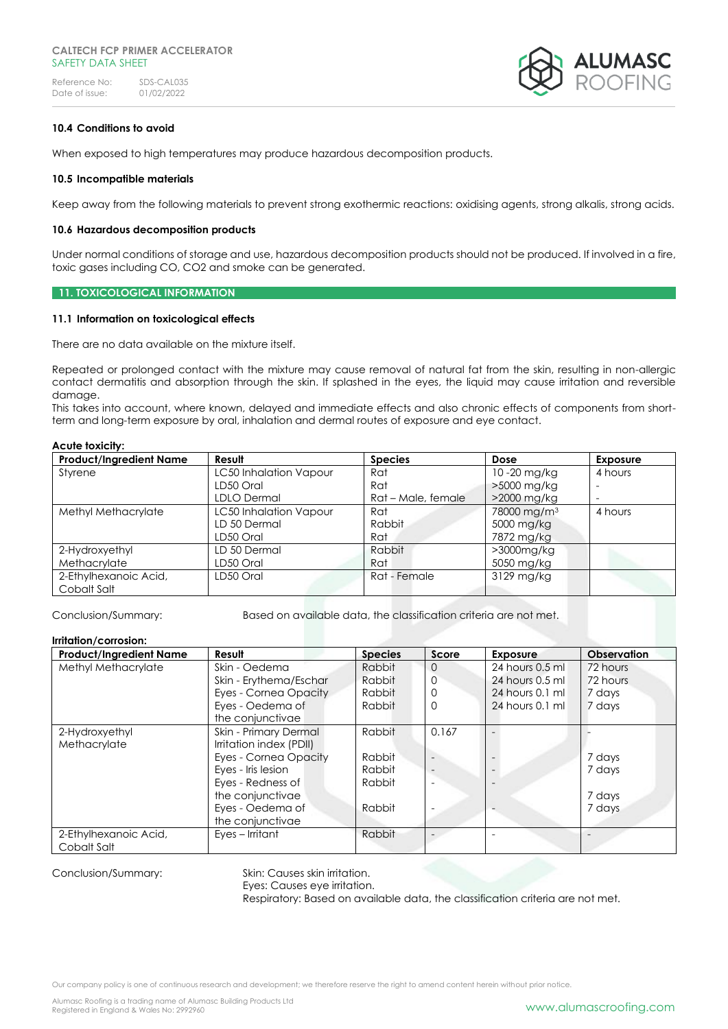### 10.4 Conditions to avoid

When exposed to high temperatures may produce hazardous decomposition products.

### 10.5 Incompatible materials

Keep away from the following materials to prevent strong exothermic reactions: oxidising agents, strong alkalis, strong acids.

### 10.6 Hazardous decomposition products

Under normal conditions of storage and use, hazardous decomposition products should not be produced. If involved in a fire, toxic gases including CO, CO2 and smoke can be generated.

## 11. TOXICOLOGICAL INFORMATION

### 11.1 Information on toxicological effects

There are no data available on the mixture itself.

Repeated or prolonged contact with the mixture may cause removal of natural fat from the skin, resulting in non-allergic contact dermatitis and absorption through the skin. If splashed in the eyes, the liquid may cause irritation and reversible damage.
This takes into account, where known, delayed and immediate effects and also chronic effects of components from short-term and long-term exposure by oral, inhalation and dermal routes of exposure and eye contact.

**Acute toxicity:**

| Product/Ingredient Name | Result | Species | Dose | Exposure |
|---|---|---|---|---|
| Styrene | LC50 Inhalation Vapour | Rat | 10 -20 mg/kg | 4 hours |
| | LD50 Oral | Rat | >5000 mg/kg | - |
| | LDLO Dermal | Rat – Male, female | >2000 mg/kg | - |
| Methyl Methacrylate | LC50 Inhalation Vapour | Rat | 78000 mg/m³ | 4 hours |
| | LD 50 Dermal | Rabbit | 5000 mg/kg | |
| | LD50 Oral | Rat | 7872 mg/kg | |
| 2-Hydroxyethyl Methacrylate | LD 50 Dermal | Rabbit | >3000mg/kg | |
| | LD50 Oral | Rat | 5050 mg/kg | |
| 2-Ethylhexanoic Acid, Cobalt Salt | LD50 Oral | Rat - Female | 3129 mg/kg | |

Conclusion/Summary: Based on available data, the classification criteria are not met.

**Irritation/corrosion:**

| Product/Ingredient Name | Result | Species | Score | Exposure | Observation |
|---|---|---|---|---|---|
| Methyl Methacrylate | Skin - Oedema | Rabbit | 0 | 24 hours 0.5 ml | 72 hours |
| | Skin - Erythema/Eschar | Rabbit | 0 | 24 hours 0.5 ml | 72 hours |
| | Eyes - Cornea Opacity | Rabbit | 0 | 24 hours 0.1 ml | 7 days |
| | Eyes - Oedema of the conjunctivae | Rabbit | 0 | 24 hours 0.1 ml | 7 days |
| 2-Hydroxyethyl Methacrylate | Skin - Primary Dermal Irritation index (PDII) | Rabbit | 0.167 | - | - |
| | Eyes - Cornea Opacity | Rabbit | - | - | 7 days |
| | Eyes - Iris lesion | Rabbit | - | - | 7 days |
| | Eyes - Redness of the conjunctivae | Rabbit | - | - | 7 days |
| | Eyes - Oedema of the conjunctivae | Rabbit | - | - | 7 days |
| 2-Ethylhexanoic Acid, Cobalt Salt | Eyes – Irritant | Rabbit | - | - | - |

Conclusion/Summary:
Skin: Causes skin irritation.
Eyes: Causes eye irritation.
Respiratory: Based on available data, the classification criteria are not met.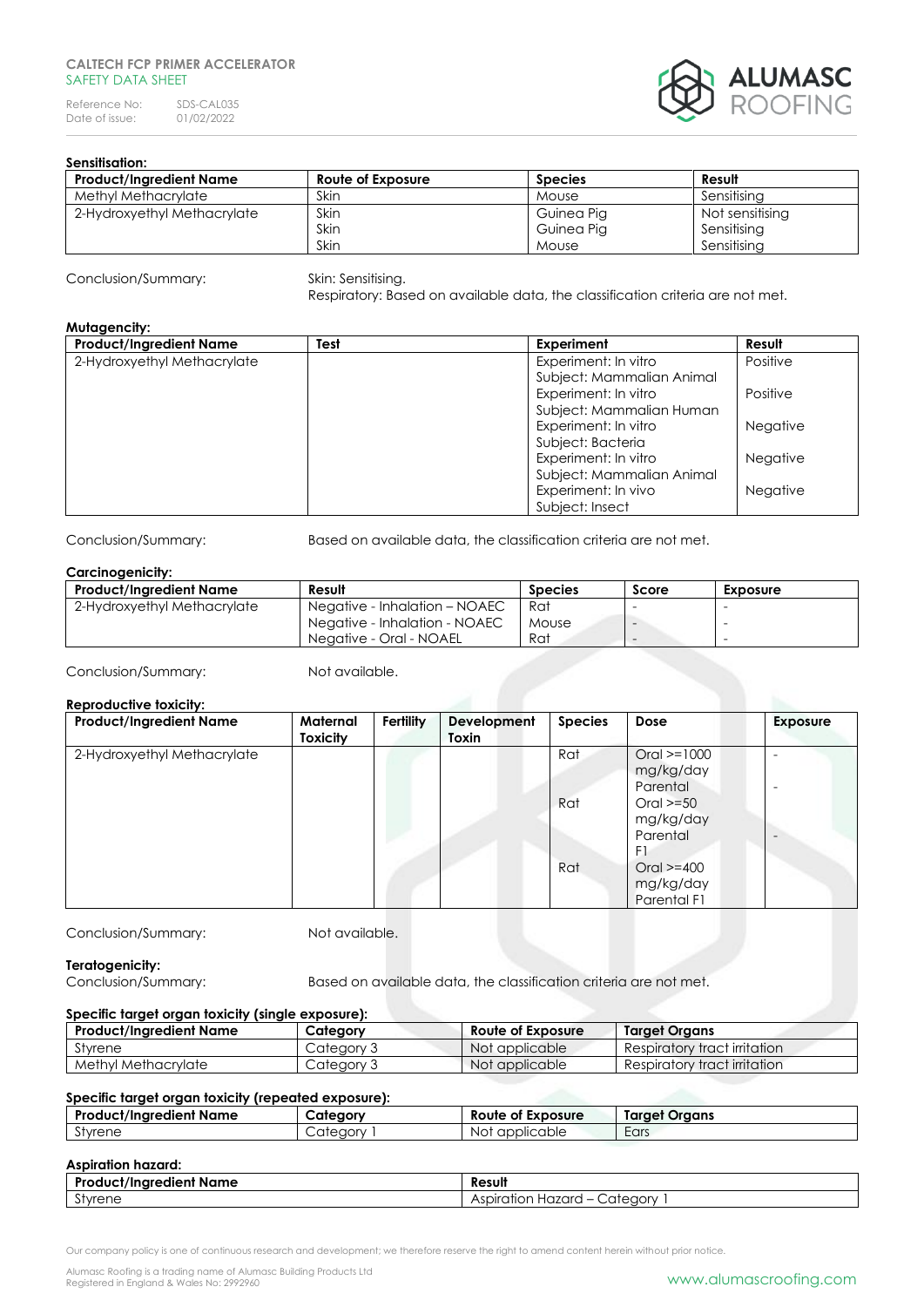**Sensitisation:**

| Product/Ingredient Name | Route of Exposure | Species | Result |
|---|---|---|---|
| Methyl Methacrylate | Skin | Mouse | Sensitising |
| 2-Hydroxyethyl Methacrylate | Skin<br>Skin<br>Skin | Guinea Pig<br>Guinea Pig<br>Mouse | Not sensitising<br>Sensitising<br>Sensitising |

Conclusion/Summary: Skin: Sensitising.
Respiratory: Based on available data, the classification criteria are not met.

**Mutagencity:**

| Product/Ingredient Name | Test | Experiment | Result |
|---|---|---|---|
| 2-Hydroxyethyl Methacrylate | | Experiment: In vitro<br>Subject: Mammalian Animal | Positive |
| | | Experiment: In vitro<br>Subject: Mammalian Human | Positive |
| | | Experiment: In vitro<br>Subject: Bacteria | Negative |
| | | Experiment: In vitro<br>Subject: Mammalian Animal | Negative |
| | | Experiment: In vivo<br>Subject: Insect | Negative |

Conclusion/Summary: Based on available data, the classification criteria are not met.

**Carcinogenicity:**

| Product/Ingredient Name | Result | Species | Score | Exposure |
|---|---|---|---|---|
| 2-Hydroxyethyl Methacrylate | Negative - Inhalation – NOAEC<br>Negative - Inhalation - NOAEC<br>Negative - Oral - NOAEL | Rat<br>Mouse<br>Rat | -<br>-<br>- | -<br>-<br>- |

Conclusion/Summary: Not available.

**Reproductive toxicity:**

| Product/Ingredient Name | Maternal Toxicity | Fertility | Development Toxin | Species | Dose | Exposure |
|---|---|---|---|---|---|---|
| 2-Hydroxyethyl Methacrylate | | | | Rat | Oral >=1000 mg/kg/day Parental | - |
| | | | | Rat | Oral >=50 mg/kg/day Parental F1 | - |
| | | | | Rat | Oral >=400 mg/kg/day Parental F1 | - |

Conclusion/Summary: Not available.

**Teratogenicity:**

Conclusion/Summary: Based on available data, the classification criteria are not met.

**Specific target organ toxicity (single exposure):**

| Product/Ingredient Name | Category | Route of Exposure | Target Organs |
|---|---|---|---|
| Styrene | Category 3 | Not applicable | Respiratory tract irritation |
| Methyl Methacrylate | Category 3 | Not applicable | Respiratory tract irritation |

**Specific target organ toxicity (repeated exposure):**

| Product/Ingredient Name | Category | Route of Exposure | Target Organs |
|---|---|---|---|
| Styrene | Category 1 | Not applicable | Ears |

**Aspiration hazard:**

| Product/Ingredient Name | Result |
|---|---|
| Styrene | Aspiration Hazard – Category 1 |

Our company policy is one of continuous research and development; we therefore reserve the right to amend content herein without prior notice.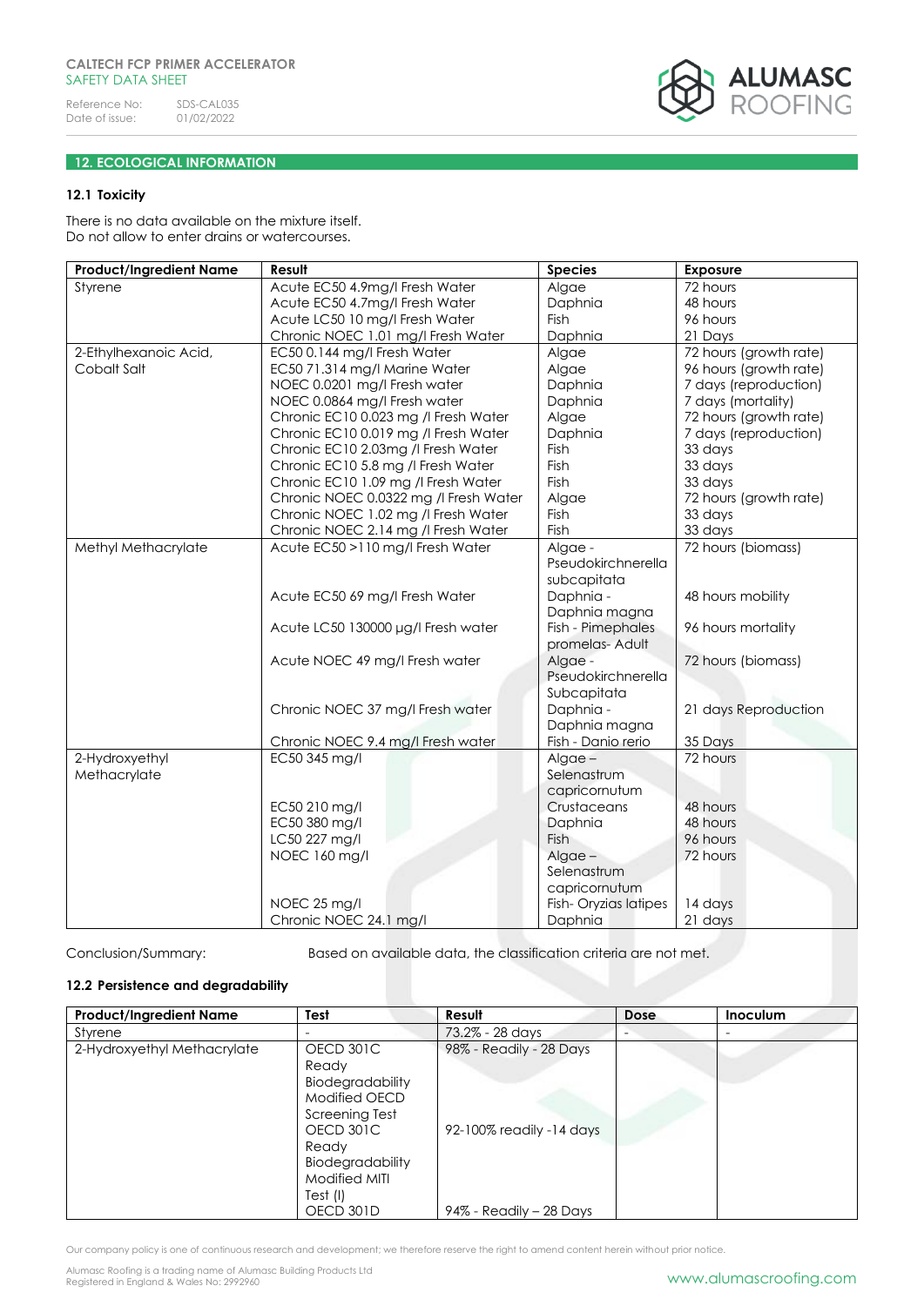## 12. ECOLOGICAL INFORMATION

### 12.1 Toxicity

There is no data available on the mixture itself.
Do not allow to enter drains or watercourses.

| Product/Ingredient Name | Result | Species | Exposure |
|---|---|---|---|
| Styrene | Acute EC50 4.9mg/l Fresh Water | Algae | 72 hours |
| | Acute EC50 4.7mg/l Fresh Water | Daphnia | 48 hours |
| | Acute LC50 10 mg/l Fresh Water | Fish | 96 hours |
| | Chronic NOEC 1.01 mg/l Fresh Water | Daphnia | 21 Days |
| 2-Ethylhexanoic Acid, Cobalt Salt | EC50 0.144 mg/l Fresh Water | Algae | 72 hours (growth rate) |
| | EC50 71.314 mg/l Marine Water | Algae | 96 hours (growth rate) |
| | NOEC 0.0201 mg/l Fresh water | Daphnia | 7 days (reproduction) |
| | NOEC 0.0864 mg/l Fresh water | Daphnia | 7 days (mortality) |
| | Chronic EC10 0.023 mg /l Fresh Water | Algae | 72 hours (growth rate) |
| | Chronic EC10 0.019 mg /l Fresh Water | Daphnia | 7 days (reproduction) |
| | Chronic EC10 2.03mg /l Fresh Water | Fish | 33 days |
| | Chronic EC10 5.8 mg /l Fresh Water | Fish | 33 days |
| | Chronic EC10 1.09 mg /l Fresh Water | Fish | 33 days |
| | Chronic NOEC 0.0322 mg /l Fresh Water | Algae | 72 hours (growth rate) |
| | Chronic NOEC 1.02 mg /l Fresh Water | Fish | 33 days |
| | Chronic NOEC 2.14 mg /l Fresh Water | Fish | 33 days |
| Methyl Methacrylate | Acute EC50 >110 mg/l Fresh Water | Algae - Pseudokirchnerella subcapitata | 72 hours (biomass) |
| | Acute EC50 69 mg/l Fresh Water | Daphnia - Daphnia magna | 48 hours mobility |
| | Acute LC50 130000 µg/l Fresh water | Fish - Pimephales promelas- Adult | 96 hours mortality |
| | Acute NOEC 49 mg/l Fresh water | Algae - Pseudokirchnerella Subcapitata | 72 hours (biomass) |
| | Chronic NOEC 37 mg/l Fresh water | Daphnia - Daphnia magna | 21 days Reproduction |
| | Chronic NOEC 9.4 mg/l Fresh water | Fish - Danio rerio | 35 Days |
| 2-Hydroxyethyl Methacrylate | EC50 345 mg/l | Algae – Selenastrum capricornutum | 72 hours |
| | EC50 210 mg/l | Crustaceans | 48 hours |
| | EC50 380 mg/l | Daphnia | 48 hours |
| | LC50 227 mg/l | Fish | 96 hours |
| | NOEC 160 mg/l | Algae – Selenastrum capricornutum | 72 hours |
| | NOEC 25 mg/l | Fish- Oryzias latipes | 14 days |
| | Chronic NOEC 24.1 mg/l | Daphnia | 21 days |

Conclusion/Summary: Based on available data, the classification criteria are not met.

### 12.2 Persistence and degradability

| Product/Ingredient Name | Test | Result | Dose | Inoculum |
|---|---|---|---|---|
| Styrene | - | 73.2% - 28 days | - | - |
| 2-Hydroxyethyl Methacrylate | OECD 301C Ready Biodegradability Modified OECD Screening Test | 98% - Readily - 28 Days | | |
| | OECD 301C Ready Biodegradability Modified MITI Test (I) | 92-100% readily -14 days | | |
| | OECD 301D | 94% - Readily – 28 Days | | |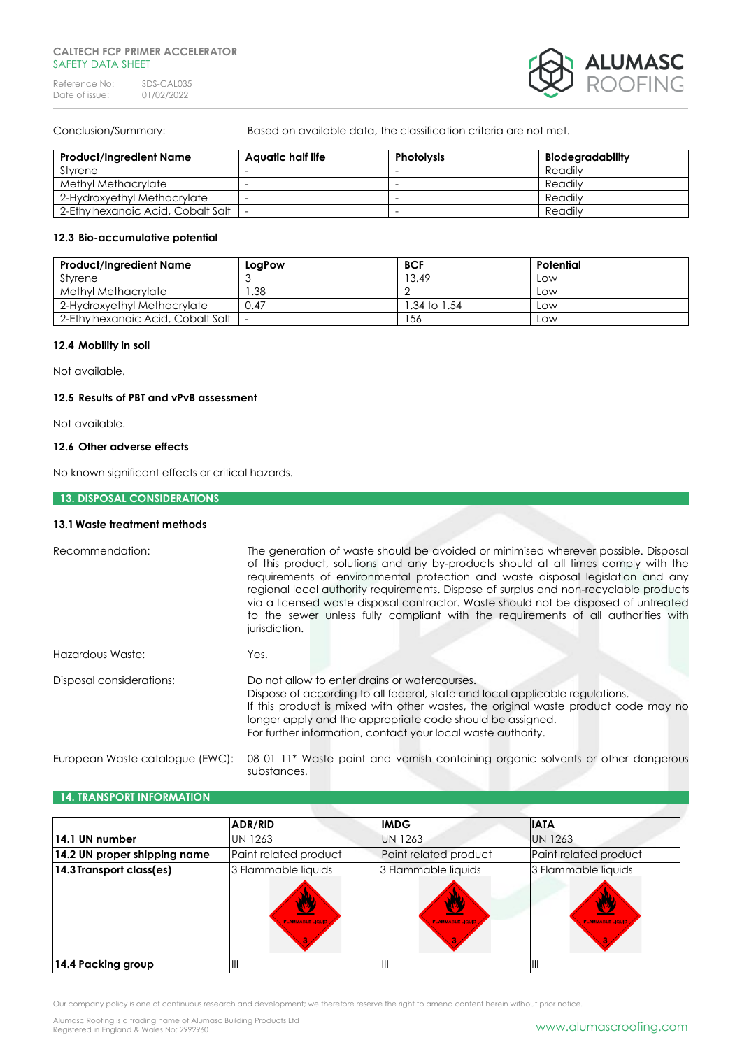Conclusion/Summary: Based on available data, the classification criteria are not met.

| Product/Ingredient Name | Aquatic half life | Photolysis | Biodegradability |
|---|---|---|---|
| Styrene | - | - | Readily |
| Methyl Methacrylate | - | - | Readily |
| 2-Hydroxyethyl Methacrylate | - | - | Readily |
| 2-Ethylhexanoic Acid, Cobalt Salt | - | - | Readily |

#### 12.3 Bio-accumulative potential

| Product/Ingredient Name | LogPow | BCF | Potential |
|---|---|---|---|
| Styrene | 3 | 13.49 | Low |
| Methyl Methacrylate | 1.38 | 2 | Low |
| 2-Hydroxyethyl Methacrylate | 0.47 | 1.34 to 1.54 | Low |
| 2-Ethylhexanoic Acid, Cobalt Salt | - | 156 | Low |

#### 12.4 Mobility in soil

Not available.

#### 12.5 Results of PBT and vPvB assessment

Not available.

#### 12.6 Other adverse effects

No known significant effects or critical hazards.

## 13. DISPOSAL CONSIDERATIONS

#### 13.1 Waste treatment methods

Recommendation: The generation of waste should be avoided or minimised wherever possible. Disposal of this product, solutions and any by-products should at all times comply with the requirements of environmental protection and waste disposal legislation and any regional local authority requirements. Dispose of surplus and non-recyclable products via a licensed waste disposal contractor. Waste should not be disposed of untreated to the sewer unless fully compliant with the requirements of all authorities with jurisdiction.

Hazardous Waste: Yes.

Disposal considerations: Do not allow to enter drains or watercourses.
Dispose of according to all federal, state and local applicable regulations.
If this product is mixed with other wastes, the original waste product code may no longer apply and the appropriate code should be assigned.
For further information, contact your local waste authority.

European Waste catalogue (EWC): 08 01 11* Waste paint and varnish containing organic solvents or other dangerous substances.

## 14. TRANSPORT INFORMATION

| | ADR/RID | IMDG | IATA |
|---|---|---|---|
| **14.1 UN number** | UN 1263 | UN 1263 | UN 1263 |
| **14.2 UN proper shipping name** | Paint related product | Paint related product | Paint related product |
| **14.3 Transport class(es)** | 3 Flammable liquids | 3 Flammable liquids | 3 Flammable liquids |
| **14.4 Packing group** | III | III | III |

Our company policy is one of continuous research and development; we therefore reserve the right to amend content herein without prior notice.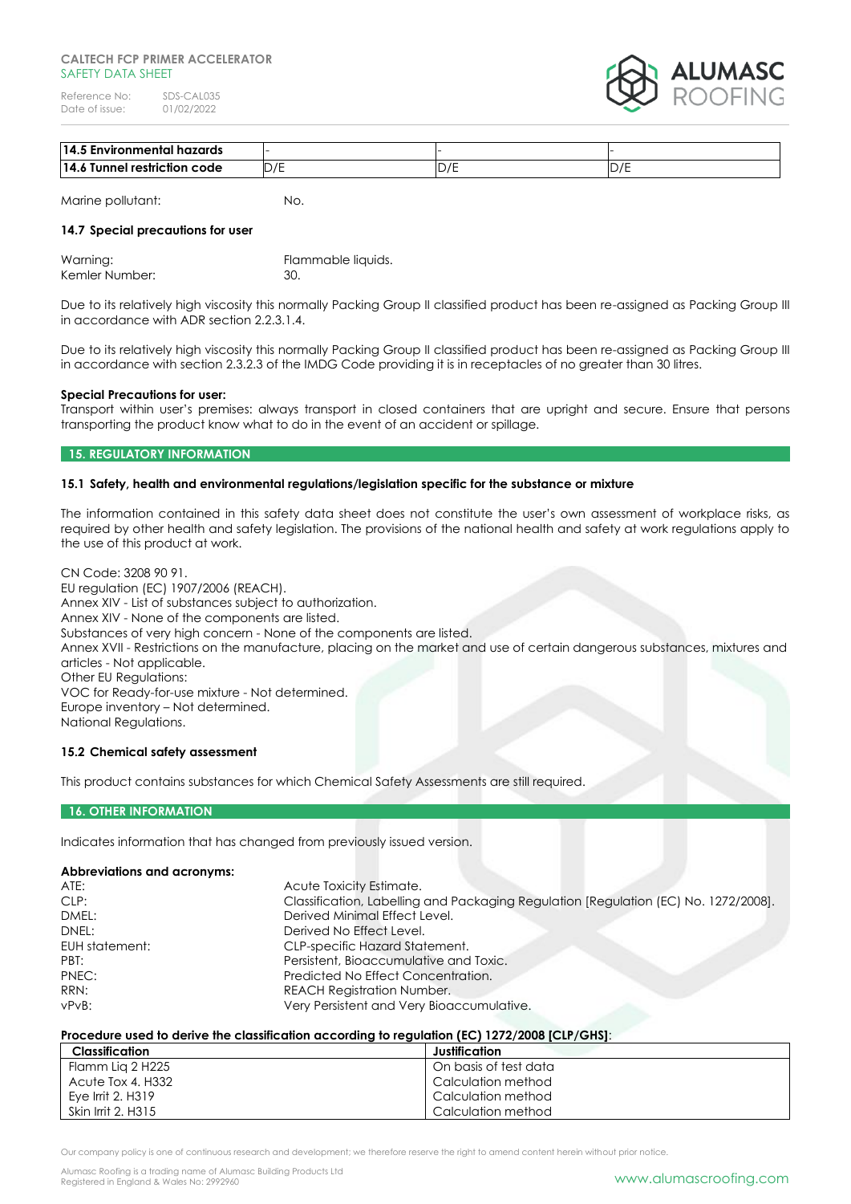| 14.5 Environmental hazards | - | - | - |
| --- | --- | --- | --- |
| 14.6 Tunnel restriction code | D/E | D/E | D/E |

Marine pollutant: No.

### 14.7 Special precautions for user

Warning: Flammable liquids.
Kemler Number: 30.

Due to its relatively high viscosity this normally Packing Group II classified product has been re-assigned as Packing Group III in accordance with ADR section 2.2.3.1.4.

Due to its relatively high viscosity this normally Packing Group II classified product has been re-assigned as Packing Group III in accordance with section 2.3.2.3 of the IMDG Code providing it is in receptacles of no greater than 30 litres.

**Special Precautions for user:**
Transport within user's premises: always transport in closed containers that are upright and secure. Ensure that persons transporting the product know what to do in the event of an accident or spillage.

## 15. REGULATORY INFORMATION

### 15.1 Safety, health and environmental regulations/legislation specific for the substance or mixture

The information contained in this safety data sheet does not constitute the user's own assessment of workplace risks, as required by other health and safety legislation. The provisions of the national health and safety at work regulations apply to the use of this product at work.

CN Code: 3208 90 91.
EU regulation (EC) 1907/2006 (REACH).
Annex XIV - List of substances subject to authorization.
Annex XIV - None of the components are listed.
Substances of very high concern - None of the components are listed.
Annex XVII - Restrictions on the manufacture, placing on the market and use of certain dangerous substances, mixtures and articles - Not applicable.
Other EU Regulations:
VOC for Ready-for-use mixture - Not determined.
Europe inventory – Not determined.
National Regulations.

### 15.2 Chemical safety assessment

This product contains substances for which Chemical Safety Assessments are still required.

## 16. OTHER INFORMATION

Indicates information that has changed from previously issued version.

**Abbreviations and acronyms:**

ATE: Acute Toxicity Estimate.
CLP: Classification, Labelling and Packaging Regulation [Regulation (EC) No. 1272/2008].
DMEL: Derived Minimal Effect Level.
DNEL: Derived No Effect Level.
EUH statement: CLP-specific Hazard Statement.
PBT: Persistent, Bioaccumulative and Toxic.
PNEC: Predicted No Effect Concentration.
RRN: REACH Registration Number.
vPvB: Very Persistent and Very Bioaccumulative.

**Procedure used to derive the classification according to regulation (EC) 1272/2008 [CLP/GHS]**:

| Classification | Justification |
| --- | --- |
| Flamm Liq 2 H225 | On basis of test data |
| Acute Tox 4. H332 | Calculation method |
| Eye Irrit 2. H319 | Calculation method |
| Skin Irrit 2. H315 | Calculation method |

Our company policy is one of continuous research and development; we therefore reserve the right to amend content herein without prior notice.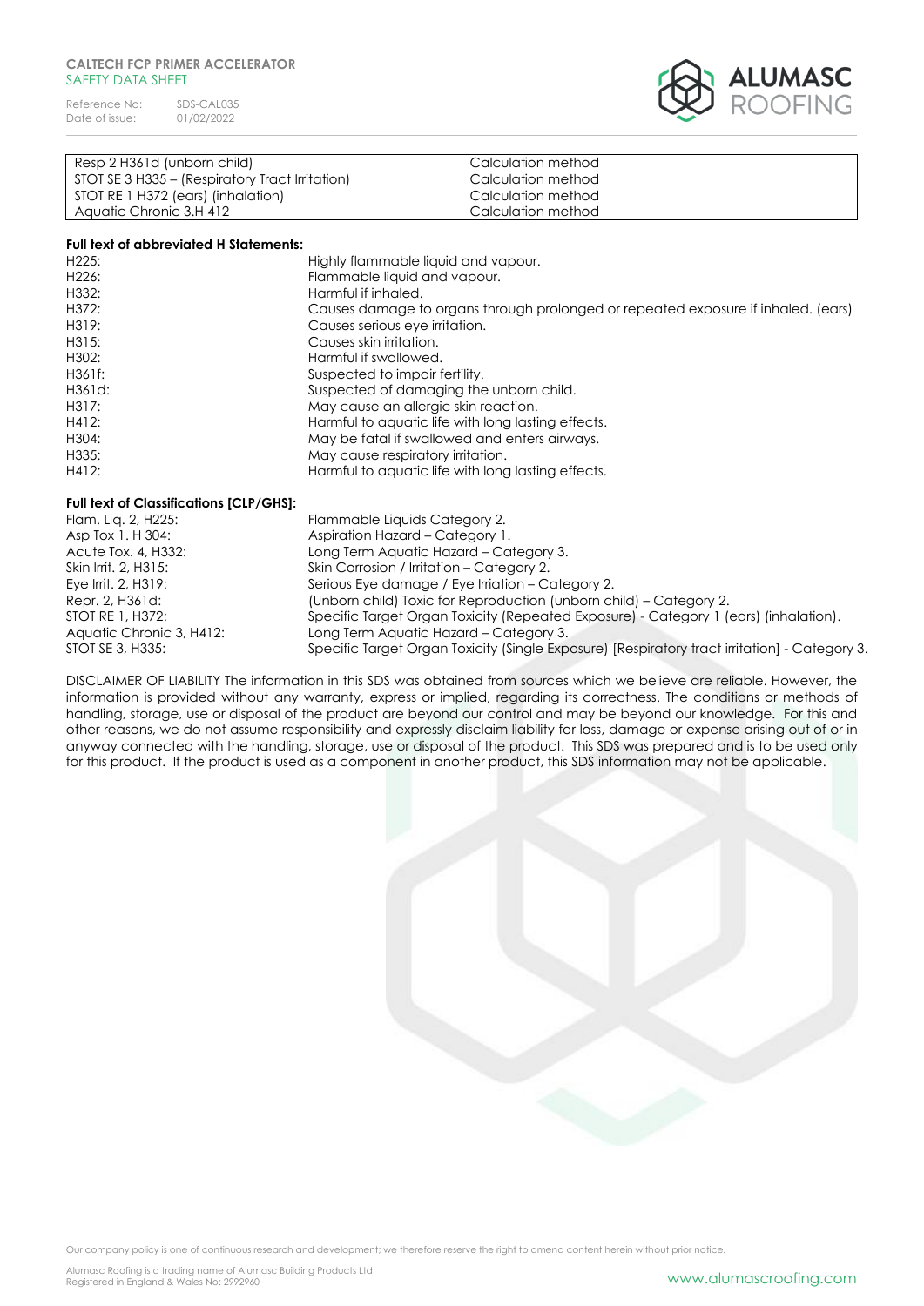| | |
|---|---|
| Resp 2 H361d (unborn child) | Calculation method |
| STOT SE 3 H335 – (Respiratory Tract Irritation) | Calculation method |
| STOT RE 1 H372 (ears) (inhalation) | Calculation method |
| Aquatic Chronic 3.H 412 | Calculation method |

**Full text of abbreviated H Statements:**

| | |
|---|---|
| H225: | Highly flammable liquid and vapour. |
| H226: | Flammable liquid and vapour. |
| H332: | Harmful if inhaled. |
| H372: | Causes damage to organs through prolonged or repeated exposure if inhaled. (ears) |
| H319: | Causes serious eye irritation. |
| H315: | Causes skin irritation. |
| H302: | Harmful if swallowed. |
| H361f: | Suspected to impair fertility. |
| H361d: | Suspected of damaging the unborn child. |
| H317: | May cause an allergic skin reaction. |
| H412: | Harmful to aquatic life with long lasting effects. |
| H304: | May be fatal if swallowed and enters airways. |
| H335: | May cause respiratory irritation. |
| H412: | Harmful to aquatic life with long lasting effects. |

**Full text of Classifications [CLP/GHS]:**

| | |
|---|---|
| Flam. Liq. 2, H225: | Flammable Liquids Category 2. |
| Asp Tox 1. H 304: | Aspiration Hazard – Category 1. |
| Acute Tox. 4, H332: | Long Term Aquatic Hazard – Category 3. |
| Skin Irrit. 2, H315: | Skin Corrosion / Irritation – Category 2. |
| Eye Irrit. 2, H319: | Serious Eye damage / Eye Irriation – Category 2. |
| Repr. 2, H361d: | (Unborn child) Toxic for Reproduction (unborn child) – Category 2. |
| STOT RE 1, H372: | Specific Target Organ Toxicity (Repeated Exposure) - Category 1 (ears) (inhalation). |
| Aquatic Chronic 3, H412: | Long Term Aquatic Hazard – Category 3. |
| STOT SE 3, H335: | Specific Target Organ Toxicity (Single Exposure) [Respiratory tract irritation] - Category 3. |

DISCLAIMER OF LIABILITY The information in this SDS was obtained from sources which we believe are reliable. However, the information is provided without any warranty, express or implied, regarding its correctness. The conditions or methods of handling, storage, use or disposal of the product are beyond our control and may be beyond our knowledge. For this and other reasons, we do not assume responsibility and expressly disclaim liability for loss, damage or expense arising out of or in anyway connected with the handling, storage, use or disposal of the product. This SDS was prepared and is to be used only for this product. If the product is used as a component in another product, this SDS information may not be applicable.